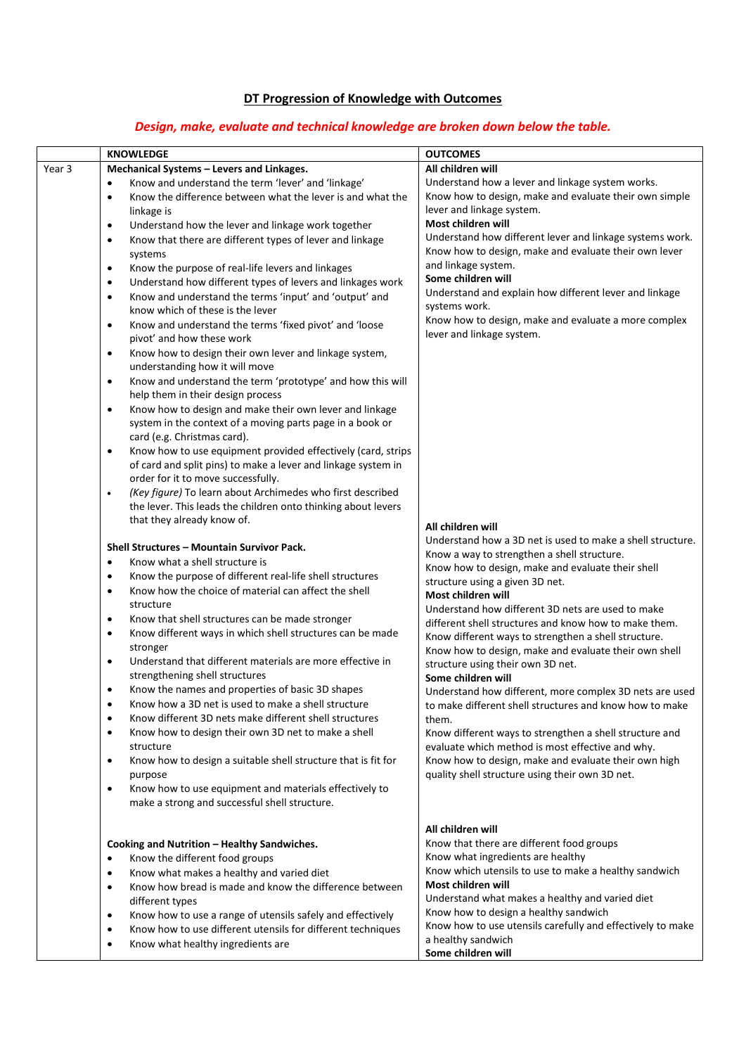## DT Progression of Knowledge with Outcomes

### *Design, make, evaluate and technical knowledge are broken down below the table.*

| | KNOWLEDGE | OUTCOMES |
|---|---|---|
| Year 3 | **Mechanical Systems – Levers and Linkages.**<br>• Know and understand the term 'lever' and 'linkage'<br>• Know the difference between what the lever is and what the linkage is<br>• Understand how the lever and linkage work together<br>• Know that there are different types of lever and linkage systems<br>• Know the purpose of real-life levers and linkages<br>• Understand how different types of levers and linkages work<br>• Know and understand the terms 'input' and 'output' and know which of these is the lever<br>• Know and understand the terms 'fixed pivot' and 'loose pivot' and how these work<br>• Know how to design their own lever and linkage system, understanding how it will move<br>• Know and understand the term 'prototype' and how this will help them in their design process<br>• Know how to design and make their own lever and linkage system in the context of a moving parts page in a book or card (e.g. Christmas card).<br>• Know how to use equipment provided effectively (card, strips of card and split pins) to make a lever and linkage system in order for it to move successfully.<br>• *(Key figure)* To learn about Archimedes who first described the lever. This leads the children onto thinking about levers that they already know of. | **All children will**<br>Understand how a lever and linkage system works.<br>Know how to design, make and evaluate their own simple lever and linkage system.<br>**Most children will**<br>Understand how different lever and linkage systems work.<br>Know how to design, make and evaluate their own lever and linkage system.<br>**Some children will**<br>Understand and explain how different lever and linkage systems work.<br>Know how to design, make and evaluate a more complex lever and linkage system. |
| | **Shell Structures – Mountain Survivor Pack.**<br>• Know what a shell structure is<br>• Know the purpose of different real-life shell structures<br>• Know how the choice of material can affect the shell structure<br>• Know that shell structures can be made stronger<br>• Know different ways in which shell structures can be made stronger<br>• Understand that different materials are more effective in strengthening shell structures<br>• Know the names and properties of basic 3D shapes<br>• Know how a 3D net is used to make a shell structure<br>• Know different 3D nets make different shell structures<br>• Know how to design their own 3D net to make a shell structure<br>• Know how to design a suitable shell structure that is fit for purpose<br>• Know how to use equipment and materials effectively to make a strong and successful shell structure. | **All children will**<br>Understand how a 3D net is used to make a shell structure.<br>Know a way to strengthen a shell structure.<br>Know how to design, make and evaluate their shell structure using a given 3D net.<br>**Most children will**<br>Understand how different 3D nets are used to make different shell structures and know how to make them.<br>Know different ways to strengthen a shell structure.<br>Know how to design, make and evaluate their own shell structure using their own 3D net.<br>**Some children will**<br>Understand how different, more complex 3D nets are used to make different shell structures and know how to make them.<br>Know different ways to strengthen a shell structure and evaluate which method is most effective and why.<br>Know how to design, make and evaluate their own high quality shell structure using their own 3D net. |
| | **Cooking and Nutrition – Healthy Sandwiches.**<br>• Know the different food groups<br>• Know what makes a healthy and varied diet<br>• Know how bread is made and know the difference between different types<br>• Know how to use a range of utensils safely and effectively<br>• Know how to use different utensils for different techniques<br>• Know what healthy ingredients are | **All children will**<br>Know that there are different food groups<br>Know what ingredients are healthy<br>Know which utensils to use to make a healthy sandwich<br>**Most children will**<br>Understand what makes a healthy and varied diet<br>Know how to design a healthy sandwich<br>Know how to use utensils carefully and effectively to make a healthy sandwich<br>**Some children will** |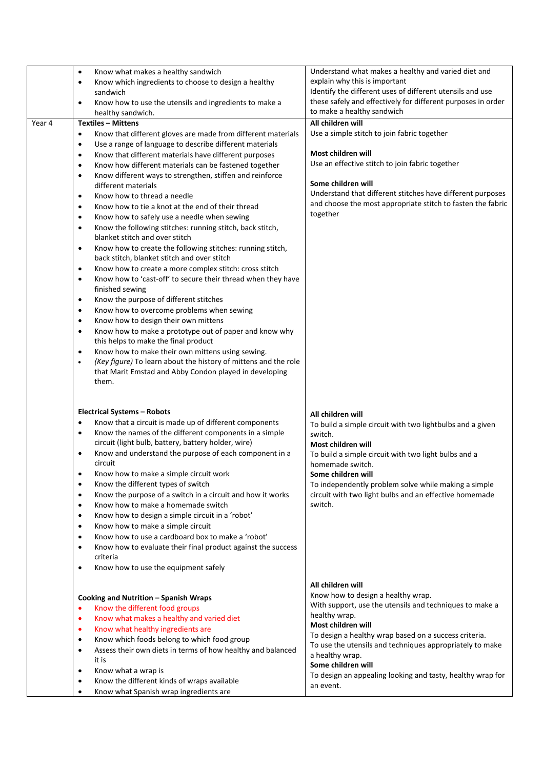| | | |
|---|---|---|
| | • Know what makes a healthy sandwich<br>• Know which ingredients to choose to design a healthy sandwich<br>• Know how to use the utensils and ingredients to make a healthy sandwich. | Understand what makes a healthy and varied diet and explain why this is important<br>Identify the different uses of different utensils and use these safely and effectively for different purposes in order to make a healthy sandwich |
| Year 4 | **Textiles – Mittens**<br>• Know that different gloves are made from different materials<br>• Use a range of language to describe different materials<br>• Know that different materials have different purposes<br>• Know how different materials can be fastened together<br>• Know different ways to strengthen, stiffen and reinforce different materials<br>• Know how to thread a needle<br>• Know how to tie a knot at the end of their thread<br>• Know how to safely use a needle when sewing<br>• Know the following stitches: running stitch, back stitch, blanket stitch and over stitch<br>• Know how to create the following stitches: running stitch, back stitch, blanket stitch and over stitch<br>• Know how to create a more complex stitch: cross stitch<br>• Know how to 'cast-off' to secure their thread when they have finished sewing<br>• Know the purpose of different stitches<br>• Know how to overcome problems when sewing<br>• Know how to design their own mittens<br>• Know how to make a prototype out of paper and know why this helps to make the final product<br>• Know how to make their own mittens using sewing.<br>• *(Key figure)* To learn about the history of mittens and the role that Marit Emstad and Abby Condon played in developing them. | **All children will**<br>Use a simple stitch to join fabric together<br><br>**Most children will**<br>Use an effective stitch to join fabric together<br><br>**Some children will**<br>Understand that different stitches have different purposes and choose the most appropriate stitch to fasten the fabric together |
| | **Electrical Systems – Robots**<br>• Know that a circuit is made up of different components<br>• Know the names of the different components in a simple circuit (light bulb, battery, battery holder, wire)<br>• Know and understand the purpose of each component in a circuit<br>• Know how to make a simple circuit work<br>• Know the different types of switch<br>• Know the purpose of a switch in a circuit and how it works<br>• Know how to make a homemade switch<br>• Know how to design a simple circuit in a 'robot'<br>• Know how to make a simple circuit<br>• Know how to use a cardboard box to make a 'robot'<br>• Know how to evaluate their final product against the success criteria<br>• Know how to use the equipment safely | **All children will**<br>To build a simple circuit with two lightbulbs and a given switch.<br>**Most children will**<br>To build a simple circuit with two light bulbs and a homemade switch.<br>**Some children will**<br>To independently problem solve while making a simple circuit with two light bulbs and an effective homemade switch. |
| | **Cooking and Nutrition – Spanish Wraps**<br>• Know the different food groups<br>• Know what makes a healthy and varied diet<br>• Know what healthy ingredients are<br>• Know which foods belong to which food group<br>• Assess their own diets in terms of how healthy and balanced it is<br>• Know what a wrap is<br>• Know the different kinds of wraps available<br>• Know what Spanish wrap ingredients are | **All children will**<br>Know how to design a healthy wrap.<br>With support, use the utensils and techniques to make a healthy wrap.<br>**Most children will**<br>To design a healthy wrap based on a success criteria.<br>To use the utensils and techniques appropriately to make a healthy wrap.<br>**Some children will**<br>To design an appealing looking and tasty, healthy wrap for an event. |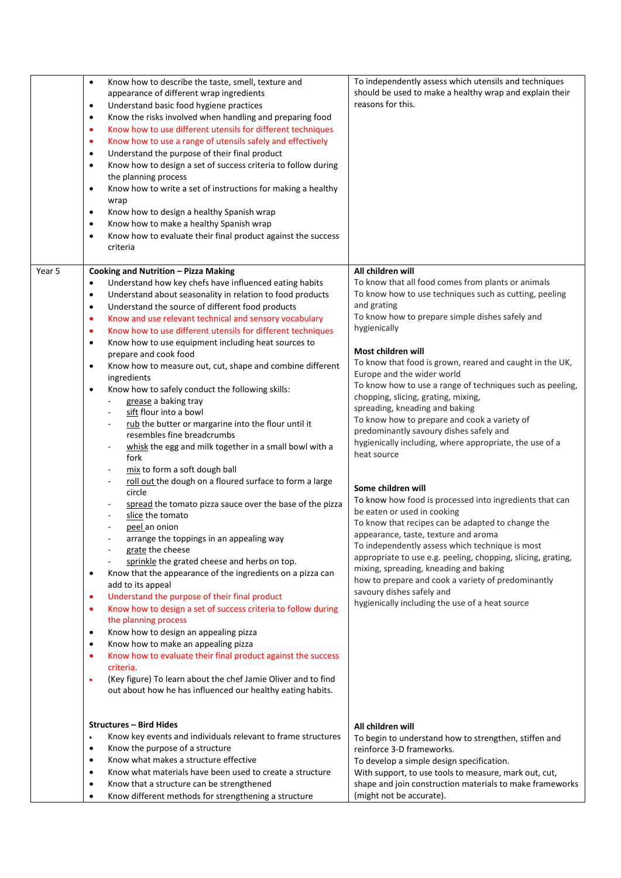| | | |
|---|---|---|
| | • Know how to describe the taste, smell, texture and appearance of different wrap ingredients<br>• Understand basic food hygiene practices<br>• Know the risks involved when handling and preparing food<br>• Know how to use different utensils for different techniques<br>• Know how to use a range of utensils safely and effectively<br>• Understand the purpose of their final product<br>• Know how to design a set of success criteria to follow during the planning process<br>• Know how to write a set of instructions for making a healthy wrap<br>• Know how to design a healthy Spanish wrap<br>• Know how to make a healthy Spanish wrap<br>• Know how to evaluate their final product against the success criteria | To independently assess which utensils and techniques should be used to make a healthy wrap and explain their reasons for this. |
| Year 5 | **Cooking and Nutrition – Pizza Making**<br>• Understand how key chefs have influenced eating habits<br>• Understand about seasonality in relation to food products<br>• Understand the source of different food products<br>• Know and use relevant technical and sensory vocabulary<br>• Know how to use different utensils for different techniques<br>• Know how to use equipment including heat sources to prepare and cook food<br>• Know how to measure out, cut, shape and combine different ingredients<br>• Know how to safely conduct the following skills:<br>- grease a baking tray<br>- sift flour into a bowl<br>- rub the butter or margarine into the flour until it resembles fine breadcrumbs<br>- whisk the egg and milk together in a small bowl with a fork<br>- mix to form a soft dough ball<br>- roll out the dough on a floured surface to form a large circle<br>- spread the tomato pizza sauce over the base of the pizza<br>- slice the tomato<br>- peel an onion<br>- arrange the toppings in an appealing way<br>- grate the cheese<br>- sprinkle the grated cheese and herbs on top.<br>• Know that the appearance of the ingredients on a pizza can add to its appeal<br>• Understand the purpose of their final product<br>• Know how to design a set of success criteria to follow during the planning process<br>• Know how to design an appealing pizza<br>• Know how to make an appealing pizza<br>• Know how to evaluate their final product against the success criteria.<br>• (Key figure) To learn about the chef Jamie Oliver and to find out about how he has influenced our healthy eating habits. | **All children will**<br>To know that all food comes from plants or animals<br>To know how to use techniques such as cutting, peeling and grating<br>To know how to prepare simple dishes safely and hygienically<br><br>**Most children will**<br>To know that food is grown, reared and caught in the UK, Europe and the wider world<br>To know how to use a range of techniques such as peeling, chopping, slicing, grating, mixing, spreading, kneading and baking<br>To know how to prepare and cook a variety of predominantly savoury dishes safely and hygienically including, where appropriate, the use of a heat source<br><br>**Some children will**<br>To know how food is processed into ingredients that can be eaten or used in cooking<br>To know that recipes can be adapted to change the appearance, taste, texture and aroma<br>To independently assess which technique is most appropriate to use e.g. peeling, chopping, slicing, grating, mixing, spreading, kneading and baking<br>how to prepare and cook a variety of predominantly savoury dishes safely and hygienically including the use of a heat source |
| | **Structures – Bird Hides**<br>• Know key events and individuals relevant to frame structures<br>• Know the purpose of a structure<br>• Know what makes a structure effective<br>• Know what materials have been used to create a structure<br>• Know that a structure can be strengthened<br>• Know different methods for strengthening a structure | **All children will**<br>To begin to understand how to strengthen, stiffen and reinforce 3-D frameworks.<br>To develop a simple design specification.<br>With support, to use tools to measure, mark out, cut, shape and join construction materials to make frameworks (might not be accurate). |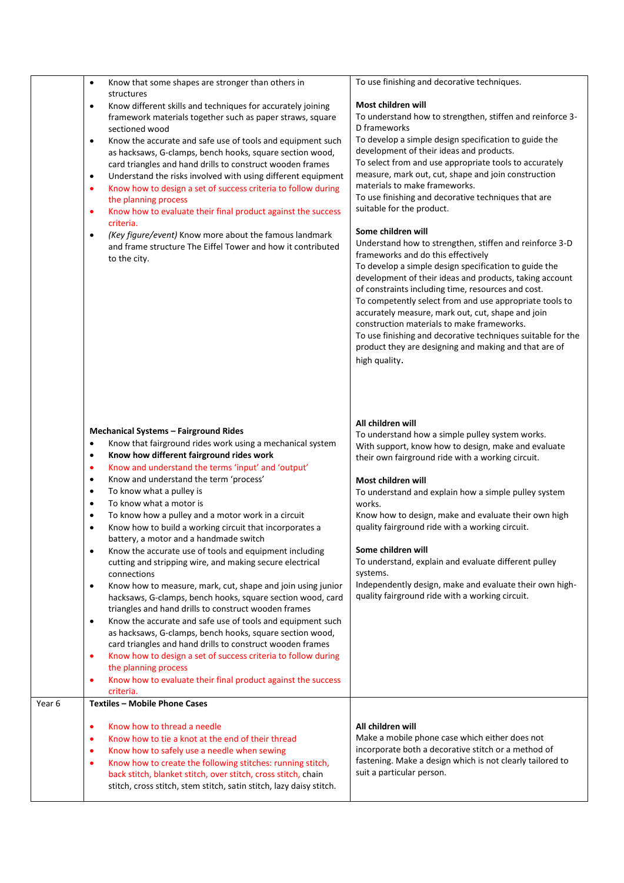| | | |
|---|---|---|
| | • Know that some shapes are stronger than others in structures<br>• Know different skills and techniques for accurately joining framework materials together such as paper straws, square sectioned wood<br>• Know the accurate and safe use of tools and equipment such as hacksaws, G-clamps, bench hooks, square section wood, card triangles and hand drills to construct wooden frames<br>• Understand the risks involved with using different equipment<br>• Know how to design a set of success criteria to follow during the planning process<br>• Know how to evaluate their final product against the success criteria.<br>• *(Key figure/event)* Know more about the famous landmark and frame structure The Eiffel Tower and how it contributed to the city. | To use finishing and decorative techniques.<br><br>**Most children will**<br>To understand how to strengthen, stiffen and reinforce 3-D frameworks<br>To develop a simple design specification to guide the development of their ideas and products.<br>To select from and use appropriate tools to accurately measure, mark out, cut, shape and join construction materials to make frameworks.<br>To use finishing and decorative techniques that are suitable for the product.<br><br>**Some children will**<br>Understand how to strengthen, stiffen and reinforce 3-D frameworks and do this effectively<br>To develop a simple design specification to guide the development of their ideas and products, taking account of constraints including time, resources and cost.<br>To competently select from and use appropriate tools to accurately measure, mark out, cut, shape and join construction materials to make frameworks.<br>To use finishing and decorative techniques suitable for the product they are designing and making and that are of high quality. |
| | **Mechanical Systems – Fairground Rides**<br>• Know that fairground rides work using a mechanical system<br>• **Know how different fairground rides work**<br>• Know and understand the terms 'input' and 'output'<br>• Know and understand the term 'process'<br>• To know what a pulley is<br>• To know what a motor is<br>• To know how a pulley and a motor work in a circuit<br>• Know how to build a working circuit that incorporates a battery, a motor and a handmade switch<br>• Know the accurate use of tools and equipment including cutting and stripping wire, and making secure electrical connections<br>• Know how to measure, mark, cut, shape and join using junior hacksaws, G-clamps, bench hooks, square section wood, card triangles and hand drills to construct wooden frames<br>• Know the accurate and safe use of tools and equipment such as hacksaws, G-clamps, bench hooks, square section wood, card triangles and hand drills to construct wooden frames<br>• Know how to design a set of success criteria to follow during the planning process<br>• Know how to evaluate their final product against the success criteria. | **All children will**<br>To understand how a simple pulley system works.<br>With support, know how to design, make and evaluate their own fairground ride with a working circuit.<br><br>**Most children will**<br>To understand and explain how a simple pulley system works.<br>Know how to design, make and evaluate their own high quality fairground ride with a working circuit.<br><br>**Some children will**<br>To understand, explain and evaluate different pulley systems.<br>Independently design, make and evaluate their own high-quality fairground ride with a working circuit. |
| Year 6 | **Textiles – Mobile Phone Cases**<br><br>• Know how to thread a needle<br>• Know how to tie a knot at the end of their thread<br>• Know how to safely use a needle when sewing<br>• Know how to create the following stitches: running stitch, back stitch, blanket stitch, over stitch, cross stitch, chain stitch, cross stitch, stem stitch, satin stitch, lazy daisy stitch. | **All children will**<br>Make a mobile phone case which either does not incorporate both a decorative stitch or a method of fastening. Make a design which is not clearly tailored to suit a particular person. |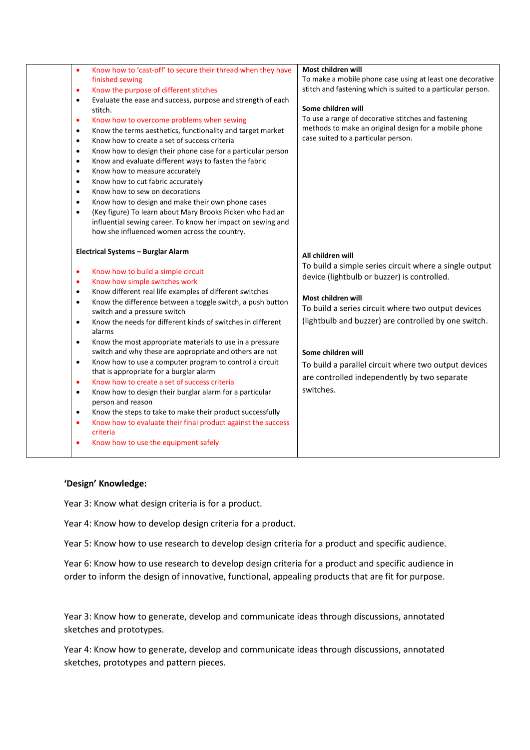| | | |
|---|---|---|
| | <ul><li>Know how to 'cast-off' to secure their thread when they have finished sewing</li><li>Know the purpose of different stitches</li><li>Evaluate the ease and success, purpose and strength of each stitch.</li><li>Know how to overcome problems when sewing</li><li>Know the terms aesthetics, functionality and target market</li><li>Know how to create a set of success criteria</li><li>Know how to design their phone case for a particular person</li><li>Know and evaluate different ways to fasten the fabric</li><li>Know how to measure accurately</li><li>Know how to cut fabric accurately</li><li>Know how to sew on decorations</li><li>Know how to design and make their own phone cases</li><li>(Key figure) To learn about Mary Brooks Picken who had an influential sewing career. To know her impact on sewing and how she influenced women across the country.</li></ul> | **Most children will**<br>To make a mobile phone case using at least one decorative stitch and fastening which is suited to a particular person.<br><br>**Some children will**<br>To use a range of decorative stitches and fastening methods to make an original design for a mobile phone case suited to a particular person. |
| | **Electrical Systems – Burglar Alarm**<br><ul><li>Know how to build a simple circuit</li><li>Know how simple switches work</li><li>Know different real life examples of different switches</li><li>Know the difference between a toggle switch, a push button switch and a pressure switch</li><li>Know the needs for different kinds of switches in different alarms</li><li>Know the most appropriate materials to use in a pressure switch and why these are appropriate and others are not</li><li>Know how to use a computer program to control a circuit that is appropriate for a burglar alarm</li><li>Know how to create a set of success criteria</li><li>Know how to design their burglar alarm for a particular person and reason</li><li>Know the steps to take to make their product successfully</li><li>Know how to evaluate their final product against the success criteria</li><li>Know how to use the equipment safely</li></ul> | **All children will**<br>To build a simple series circuit where a single output device (lightbulb or buzzer) is controlled.<br><br>**Most children will**<br>To build a series circuit where two output devices (lightbulb and buzzer) are controlled by one switch.<br><br>**Some children will**<br>To build a parallel circuit where two output devices are controlled independently by two separate switches. |

**'Design' Knowledge:**

Year 3: Know what design criteria is for a product.

Year 4: Know how to develop design criteria for a product.

Year 5: Know how to use research to develop design criteria for a product and specific audience.

Year 6: Know how to use research to develop design criteria for a product and specific audience in order to inform the design of innovative, functional, appealing products that are fit for purpose.

Year 3: Know how to generate, develop and communicate ideas through discussions, annotated sketches and prototypes.

Year 4: Know how to generate, develop and communicate ideas through discussions, annotated sketches, prototypes and pattern pieces.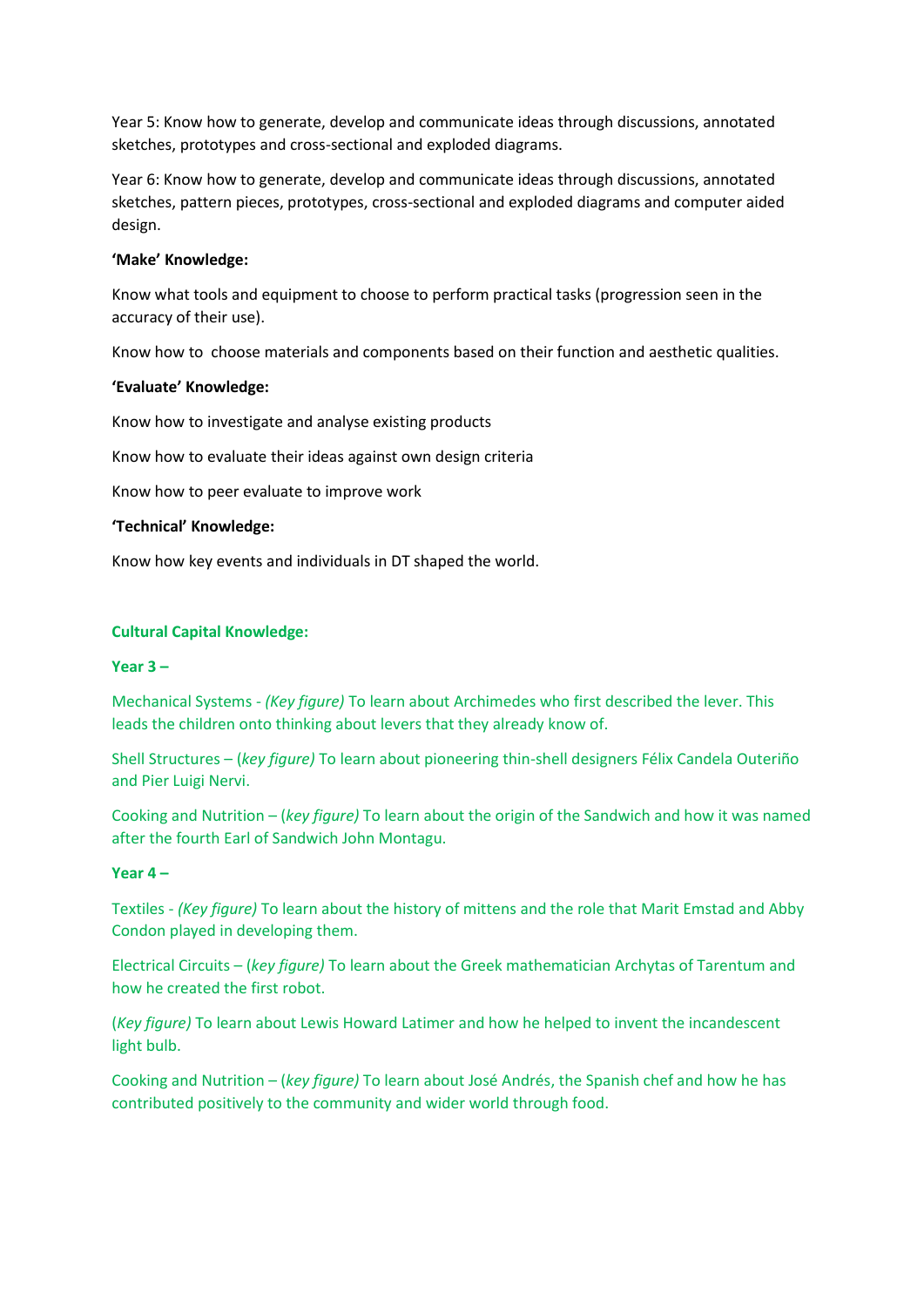Year 5: Know how to generate, develop and communicate ideas through discussions, annotated sketches, prototypes and cross-sectional and exploded diagrams.

Year 6: Know how to generate, develop and communicate ideas through discussions, annotated sketches, pattern pieces, prototypes, cross-sectional and exploded diagrams and computer aided design.

**'Make' Knowledge:**

Know what tools and equipment to choose to perform practical tasks (progression seen in the accuracy of their use).

Know how to  choose materials and components based on their function and aesthetic qualities.

**'Evaluate' Knowledge:**

Know how to investigate and analyse existing products

Know how to evaluate their ideas against own design criteria

Know how to peer evaluate to improve work

**'Technical' Knowledge:**

Know how key events and individuals in DT shaped the world.

**Cultural Capital Knowledge:**

**Year 3 –**

Mechanical Systems - *(Key figure)* To learn about Archimedes who first described the lever. This leads the children onto thinking about levers that they already know of.

Shell Structures – (*key figure)* To learn about pioneering thin-shell designers Félix Candela Outeriño and Pier Luigi Nervi.

Cooking and Nutrition – (*key figure)* To learn about the origin of the Sandwich and how it was named after the fourth Earl of Sandwich John Montagu.

**Year 4 –**

Textiles - *(Key figure)* To learn about the history of mittens and the role that Marit Emstad and Abby Condon played in developing them.

Electrical Circuits – (*key figure)* To learn about the Greek mathematician Archytas of Tarentum and how he created the first robot.

(*Key figure)* To learn about Lewis Howard Latimer and how he helped to invent the incandescent light bulb.

Cooking and Nutrition – (*key figure)* To learn about José Andrés, the Spanish chef and how he has contributed positively to the community and wider world through food.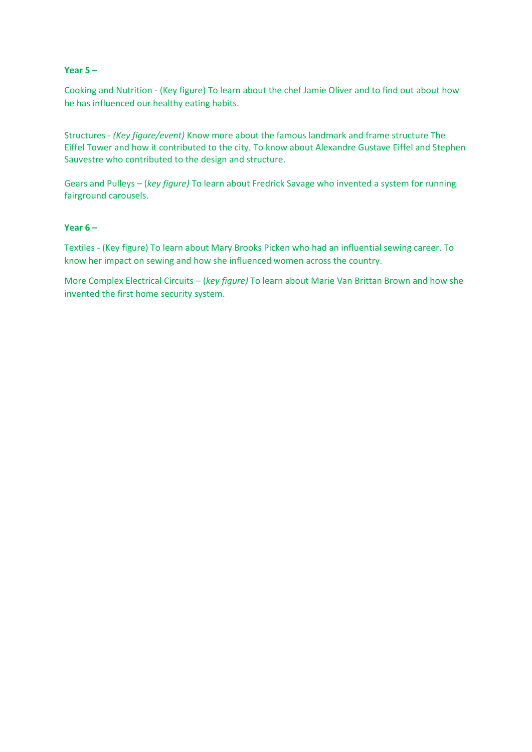**Year 5 –**

Cooking and Nutrition - (Key figure) To learn about the chef Jamie Oliver and to find out about how he has influenced our healthy eating habits.

Structures - *(Key figure/event)* Know more about the famous landmark and frame structure The Eiffel Tower and how it contributed to the city. To know about Alexandre Gustave Eiffel and Stephen Sauvestre who contributed to the design and structure.

Gears and Pulleys – (*key figure)* To learn about Fredrick Savage who invented a system for running fairground carousels.

**Year 6 –**

Textiles - (Key figure) To learn about Mary Brooks Picken who had an influential sewing career. To know her impact on sewing and how she influenced women across the country.

More Complex Electrical Circuits – (*key figure)* To learn about Marie Van Brittan Brown and how she invented the first home security system.